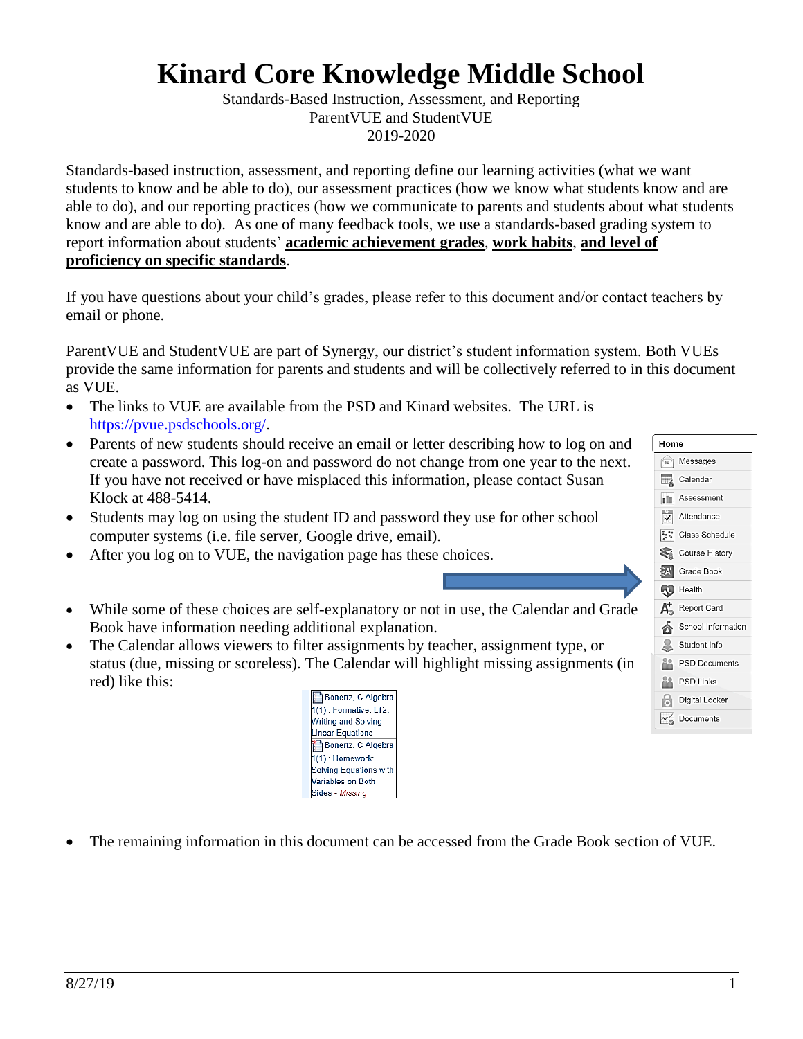# Kinard Core Knowledge Middle School

Standards-Based Instruction, Assessment, and Reporting
ParentVUE and StudentVUE
2019-2020

Standards-based instruction, assessment, and reporting define our learning activities (what we want students to know and be able to do), our assessment practices (how we know what students know and are able to do), and our reporting practices (how we communicate to parents and students about what students know and are able to do). As one of many feedback tools, we use a standards-based grading system to report information about students' **academic achievement grades**, **work habits**, **and level of proficiency on specific standards**.

If you have questions about your child's grades, please refer to this document and/or contact teachers by email or phone.

ParentVUE and StudentVUE are part of Synergy, our district's student information system. Both VUEs provide the same information for parents and students and will be collectively referred to in this document as VUE.

- The links to VUE are available from the PSD and Kinard websites. The URL is https://pvue.psdschools.org/.
- Parents of new students should receive an email or letter describing how to log on and create a password. This log-on and password do not change from one year to the next. If you have not received or have misplaced this information, please contact Susan Klock at 488-5414.
- Students may log on using the student ID and password they use for other school computer systems (i.e. file server, Google drive, email).
- After you log on to VUE, the navigation page has these choices.

Home
- Messages
- Calendar
- Assessment
- Attendance
- Class Schedule
- Course History
- Grade Book
- Health
- Report Card
- School Information
- Student Info
- PSD Documents
- PSD Links
- Digital Locker
- Documents

- While some of these choices are self-explanatory or not in use, the Calendar and Grade Book have information needing additional explanation.
- The Calendar allows viewers to filter assignments by teacher, assignment type, or status (due, missing or scoreless). The Calendar will highlight missing assignments (in red) like this:

Bonertz, C Algebra 1(1) : Formative: LT2: Writing and Solving Linear Equations

Bonertz, C Algebra 1(1) : Homework: Solving Equations with Variables on Both Sides - *Missing*

- The remaining information in this document can be accessed from the Grade Book section of VUE.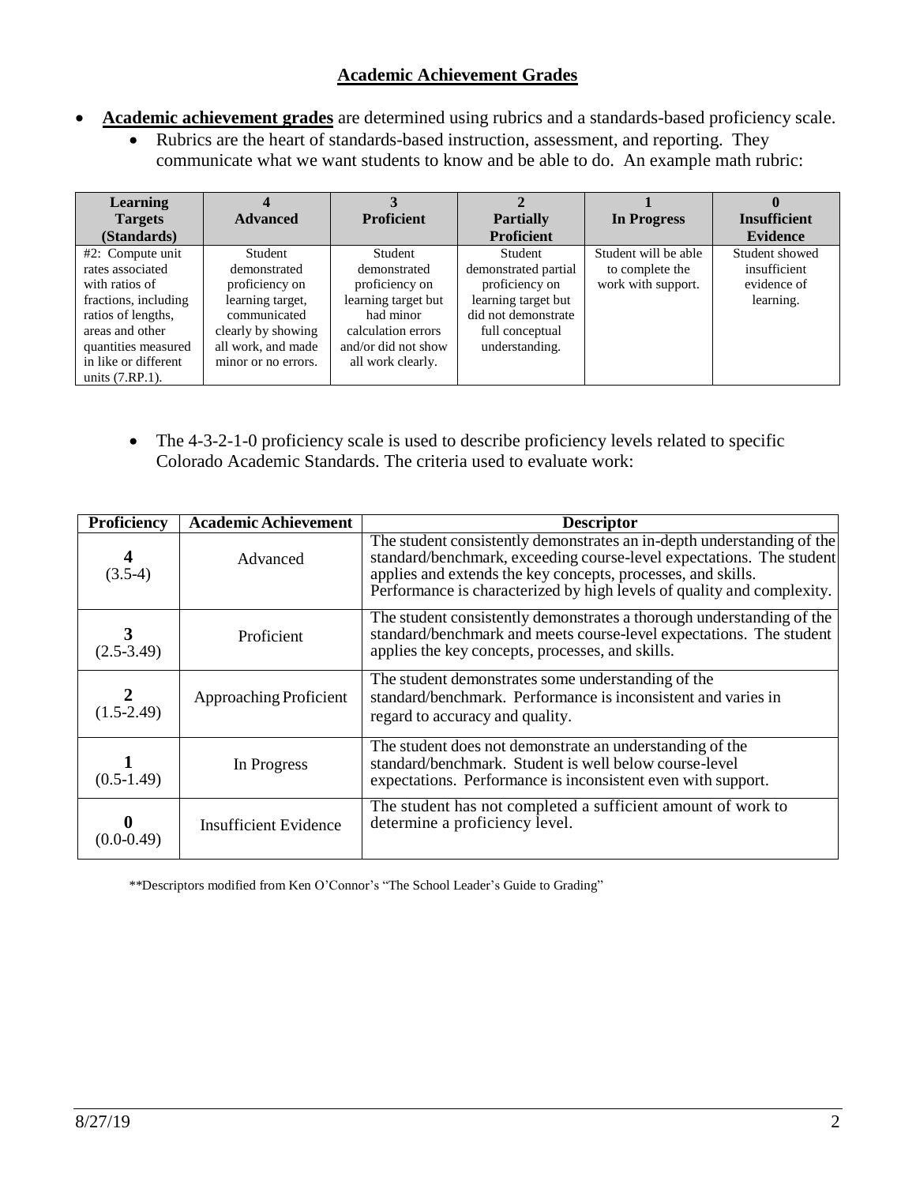## Academic Achievement Grades

- **Academic achievement grades** are determined using rubrics and a standards-based proficiency scale.
  - Rubrics are the heart of standards-based instruction, assessment, and reporting. They communicate what we want students to know and be able to do. An example math rubric:

| Learning Targets (Standards) | 4 Advanced | 3 Proficient | 2 Partially Proficient | 1 In Progress | 0 Insufficient Evidence |
|---|---|---|---|---|---|
| #2: Compute unit rates associated with ratios of fractions, including ratios of lengths, areas and other quantities measured in like or different units (7.RP.1). | Student demonstrated proficiency on learning target, communicated clearly by showing all work, and made minor or no errors. | Student demonstrated proficiency on learning target but had minor calculation errors and/or did not show all work clearly. | Student demonstrated partial proficiency on learning target but did not demonstrate full conceptual understanding. | Student will be able to complete the work with support. | Student showed insufficient evidence of learning. |

- The 4-3-2-1-0 proficiency scale is used to describe proficiency levels related to specific Colorado Academic Standards. The criteria used to evaluate work:

| Proficiency | Academic Achievement | Descriptor |
|---|---|---|
| **4** (3.5-4) | Advanced | The student consistently demonstrates an in-depth understanding of the standard/benchmark, exceeding course-level expectations. The student applies and extends the key concepts, processes, and skills. Performance is characterized by high levels of quality and complexity. |
| **3** (2.5-3.49) | Proficient | The student consistently demonstrates a thorough understanding of the standard/benchmark and meets course-level expectations. The student applies the key concepts, processes, and skills. |
| **2** (1.5-2.49) | Approaching Proficient | The student demonstrates some understanding of the standard/benchmark. Performance is inconsistent and varies in regard to accuracy and quality. |
| **1** (0.5-1.49) | In Progress | The student does not demonstrate an understanding of the standard/benchmark. Student is well below course-level expectations. Performance is inconsistent even with support. |
| **0** (0.0-0.49) | Insufficient Evidence | The student has not completed a sufficient amount of work to determine a proficiency level. |

**Descriptors modified from Ken O'Connor's "The School Leader's Guide to Grading"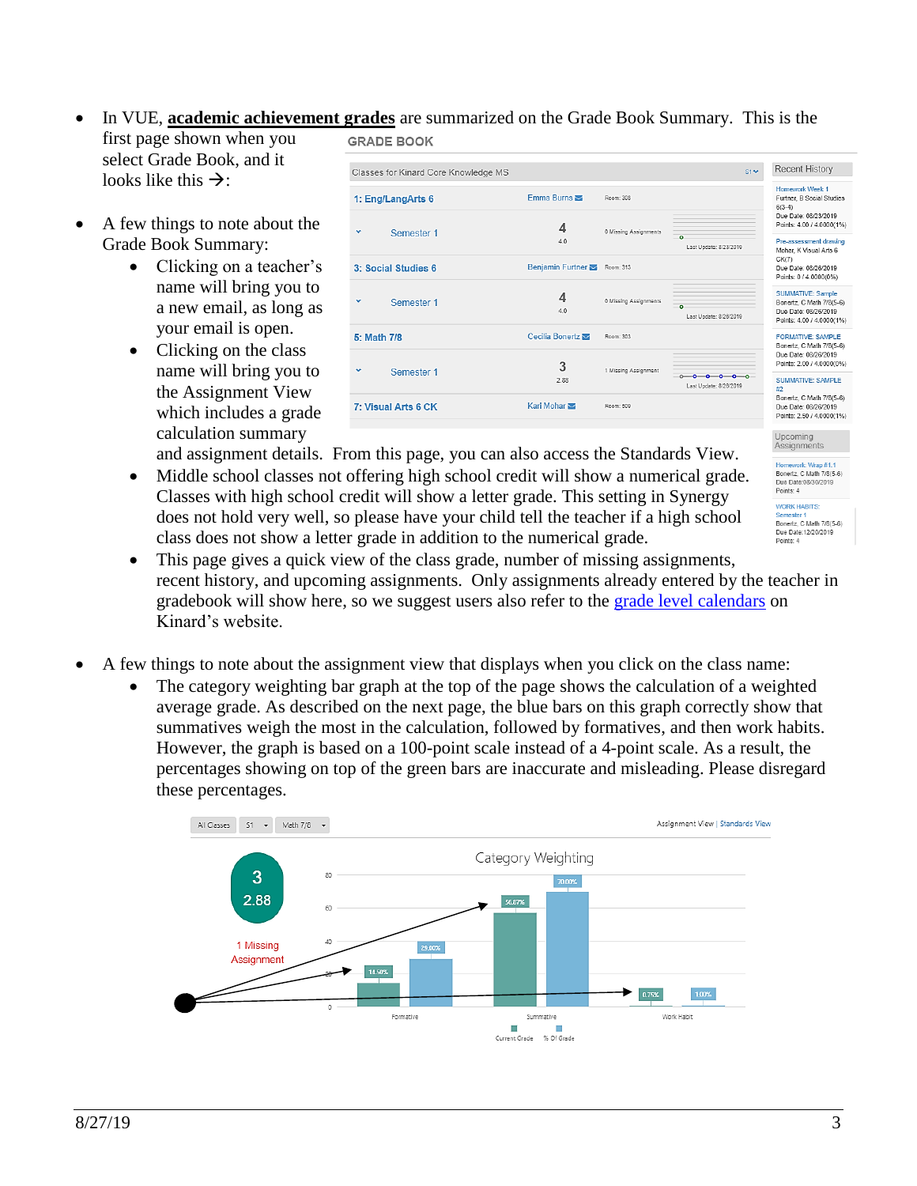- In VUE, **academic achievement grades** are summarized on the Grade Book Summary. This is the first page shown when you select Grade Book, and it looks like this →:

- A few things to note about the Grade Book Summary:
  - Clicking on a teacher's name will bring you to a new email, as long as your email is open.
  - Clicking on the class name will bring you to the Assignment View which includes a grade calculation summary and assignment details. From this page, you can also access the Standards View.
  - Middle school classes not offering high school credit will show a numerical grade. Classes with high school credit will show a letter grade. This setting in Synergy does not hold very well, so please have your child tell the teacher if a high school class does not show a letter grade in addition to the numerical grade.
  - This page gives a quick view of the class grade, number of missing assignments, recent history, and upcoming assignments. Only assignments already entered by the teacher in gradebook will show here, so we suggest users also refer to the grade level calendars on Kinard's website.

- A few things to note about the assignment view that displays when you click on the class name:
  - The category weighting bar graph at the top of the page shows the calculation of a weighted average grade. As described on the next page, the blue bars on this graph correctly show that summatives weigh the most in the calculation, followed by formatives, and then work habits. However, the graph is based on a 100-point scale instead of a 4-point scale. As a result, the percentages showing on top of the green bars are inaccurate and misleading. Please disregard these percentages.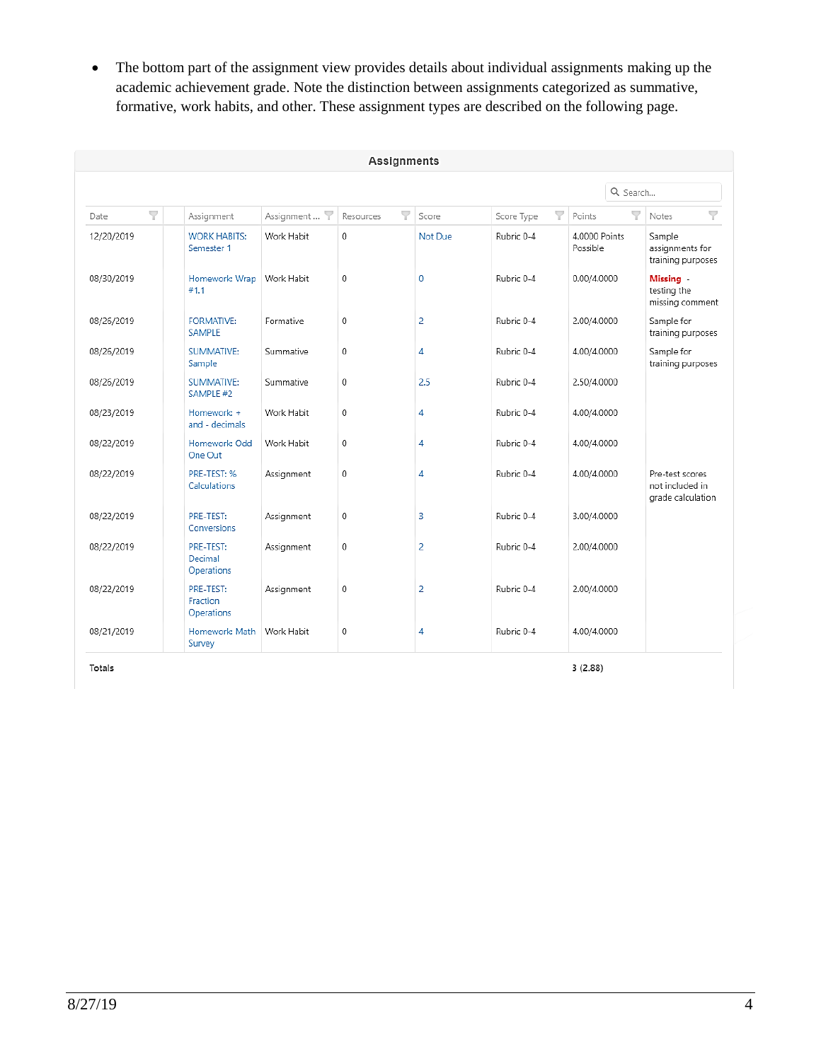- The bottom part of the assignment view provides details about individual assignments making up the academic achievement grade. Note the distinction between assignments categorized as summative, formative, work habits, and other. These assignment types are described on the following page.

**Assignments**

Search...

| Date | | Assignment | Assignment ... | Resources | Score | Score Type | Points | Notes |
|---|---|---|---|---|---|---|---|---|
| 12/20/2019 | | WORK HABITS: Semester 1 | Work Habit | 0 | Not Due | Rubric 0-4 | 4.0000 Points Possible | Sample assignments for training purposes |
| 08/30/2019 | | Homework Wrap #1.1 | Work Habit | 0 | 0 | Rubric 0-4 | 0.00/4.0000 | **Missing** - testing the missing comment |
| 08/26/2019 | | FORMATIVE: SAMPLE | Formative | 0 | 2 | Rubric 0-4 | 2.00/4.0000 | Sample for training purposes |
| 08/26/2019 | | SUMMATIVE: Sample | Summative | 0 | 4 | Rubric 0-4 | 4.00/4.0000 | Sample for training purposes |
| 08/26/2019 | | SUMMATIVE: SAMPLE #2 | Summative | 0 | 2.5 | Rubric 0-4 | 2.50/4.0000 | |
| 08/23/2019 | | Homework + and - decimals | Work Habit | 0 | 4 | Rubric 0-4 | 4.00/4.0000 | |
| 08/22/2019 | | Homework Odd One Out | Work Habit | 0 | 4 | Rubric 0-4 | 4.00/4.0000 | |
| 08/22/2019 | | PRE-TEST: % Calculations | Assignment | 0 | 4 | Rubric 0-4 | 4.00/4.0000 | Pre-test scores not included in grade calculation |
| 08/22/2019 | | PRE-TEST: Conversions | Assignment | 0 | 3 | Rubric 0-4 | 3.00/4.0000 | |
| 08/22/2019 | | PRE-TEST: Decimal Operations | Assignment | 0 | 2 | Rubric 0-4 | 2.00/4.0000 | |
| 08/22/2019 | | PRE-TEST: Fraction Operations | Assignment | 0 | 2 | Rubric 0-4 | 2.00/4.0000 | |
| 08/21/2019 | | Homework Math Survey | Work Habit | 0 | 4 | Rubric 0-4 | 4.00/4.0000 | |
| Totals | | | | | | | 3 (2.88) | |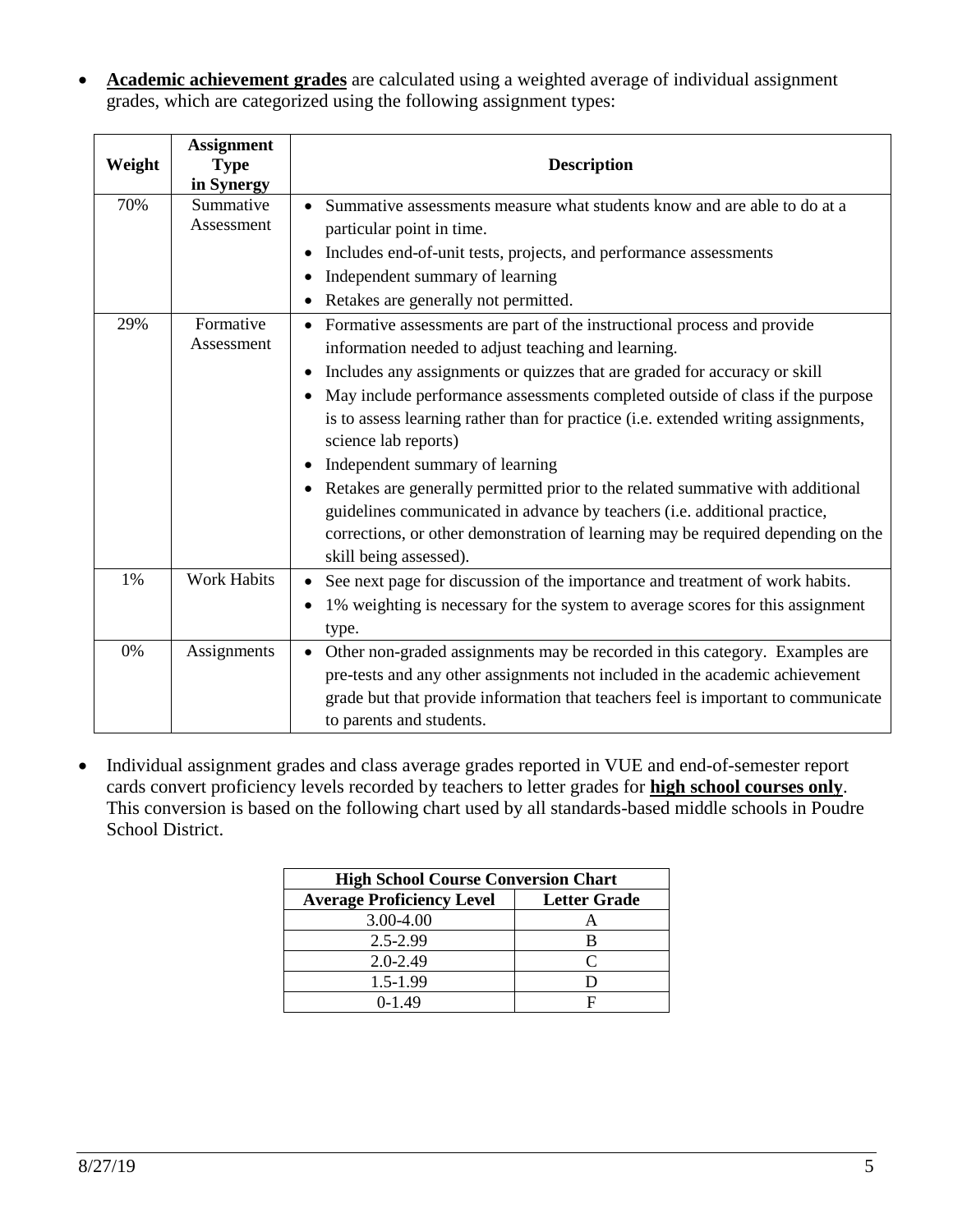- **Academic achievement grades** are calculated using a weighted average of individual assignment grades, which are categorized using the following assignment types:

| Weight | Assignment Type in Synergy | Description |
|---|---|---|
| 70% | Summative Assessment | • Summative assessments measure what students know and are able to do at a particular point in time.<br>• Includes end-of-unit tests, projects, and performance assessments<br>• Independent summary of learning<br>• Retakes are generally not permitted. |
| 29% | Formative Assessment | • Formative assessments are part of the instructional process and provide information needed to adjust teaching and learning.<br>• Includes any assignments or quizzes that are graded for accuracy or skill<br>• May include performance assessments completed outside of class if the purpose is to assess learning rather than for practice (i.e. extended writing assignments, science lab reports)<br>• Independent summary of learning<br>• Retakes are generally permitted prior to the related summative with additional guidelines communicated in advance by teachers (i.e. additional practice, corrections, or other demonstration of learning may be required depending on the skill being assessed). |
| 1% | Work Habits | • See next page for discussion of the importance and treatment of work habits.<br>• 1% weighting is necessary for the system to average scores for this assignment type. |
| 0% | Assignments | • Other non-graded assignments may be recorded in this category. Examples are pre-tests and any other assignments not included in the academic achievement grade but that provide information that teachers feel is important to communicate to parents and students. |

- Individual assignment grades and class average grades reported in VUE and end-of-semester report cards convert proficiency levels recorded by teachers to letter grades for **high school courses only**. This conversion is based on the following chart used by all standards-based middle schools in Poudre School District.

| **High School Course Conversion Chart** | |
|---|---|
| **Average Proficiency Level** | **Letter Grade** |
| 3.00-4.00 | A |
| 2.5-2.99 | B |
| 2.0-2.49 | C |
| 1.5-1.99 | D |
| 0-1.49 | F |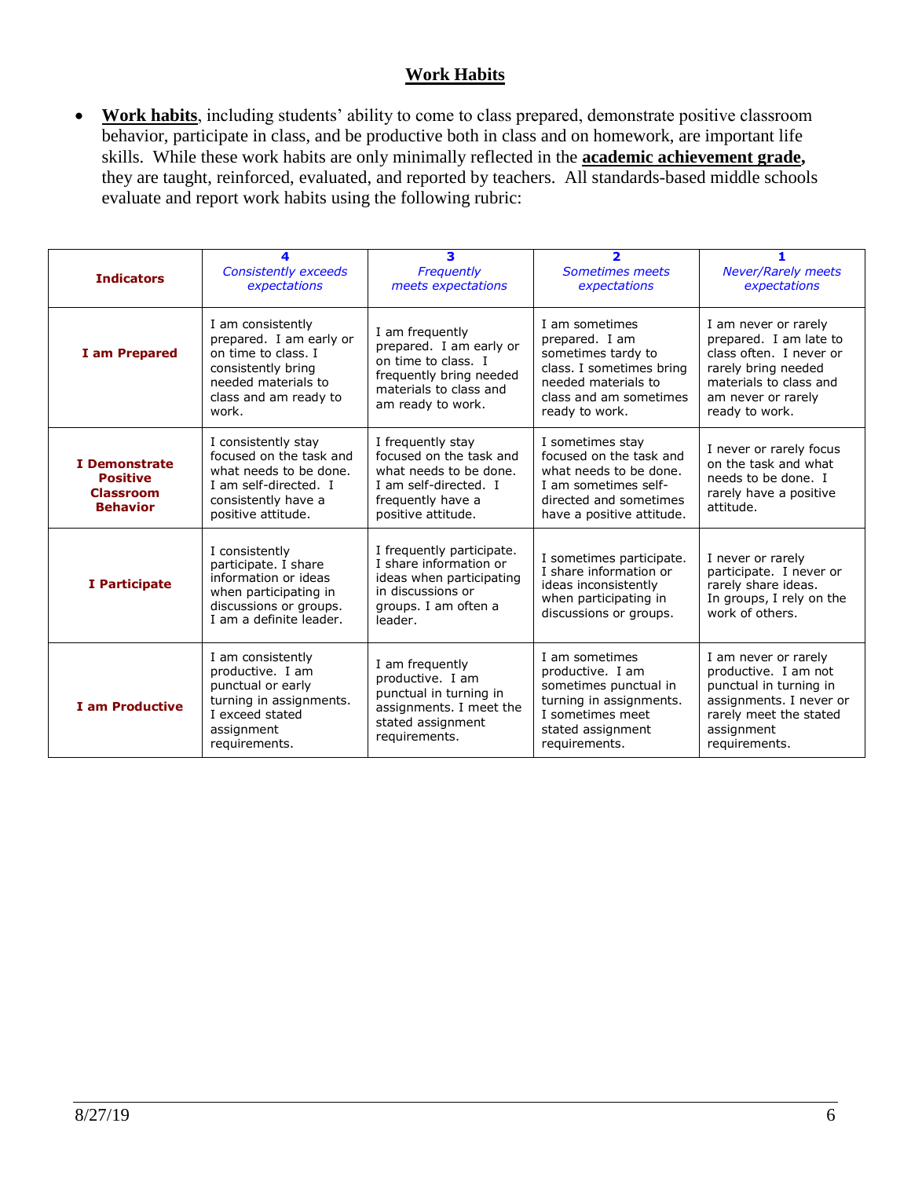## Work Habits

- **Work habits**, including students' ability to come to class prepared, demonstrate positive classroom behavior, participate in class, and be productive both in class and on homework, are important life skills. While these work habits are only minimally reflected in the **academic achievement grade,** they are taught, reinforced, evaluated, and reported by teachers. All standards-based middle schools evaluate and report work habits using the following rubric:

| **Indicators** | **4** *Consistently exceeds expectations* | **3** *Frequently meets expectations* | **2** *Sometimes meets expectations* | **1** *Never/Rarely meets expectations* |
|---|---|---|---|---|
| **I am Prepared** | I am consistently prepared. I am early or on time to class. I consistently bring needed materials to class and am ready to work. | I am frequently prepared. I am early or on time to class. I frequently bring needed materials to class and am ready to work. | I am sometimes prepared. I am sometimes tardy to class. I sometimes bring needed materials to class and am sometimes ready to work. | I am never or rarely prepared. I am late to class often. I never or rarely bring needed materials to class and am never or rarely ready to work. |
| **I Demonstrate Positive Classroom Behavior** | I consistently stay focused on the task and what needs to be done. I am self-directed. I consistently have a positive attitude. | I frequently stay focused on the task and what needs to be done. I am self-directed. I frequently have a positive attitude. | I sometimes stay focused on the task and what needs to be done. I am sometimes self-directed and sometimes have a positive attitude. | I never or rarely focus on the task and what needs to be done. I rarely have a positive attitude. |
| **I Participate** | I consistently participate. I share information or ideas when participating in discussions or groups. I am a definite leader. | I frequently participate. I share information or ideas when participating in discussions or groups. I am often a leader. | I sometimes participate. I share information or ideas inconsistently when participating in discussions or groups. | I never or rarely participate. I never or rarely share ideas. In groups, I rely on the work of others. |
| **I am Productive** | I am consistently productive. I am punctual or early turning in assignments. I exceed stated assignment requirements. | I am frequently productive. I am punctual in turning in assignments. I meet the stated assignment requirements. | I am sometimes productive. I am sometimes punctual in turning in assignments. I sometimes meet stated assignment requirements. | I am never or rarely productive. I am not punctual in turning in assignments. I never or rarely meet the stated assignment requirements. |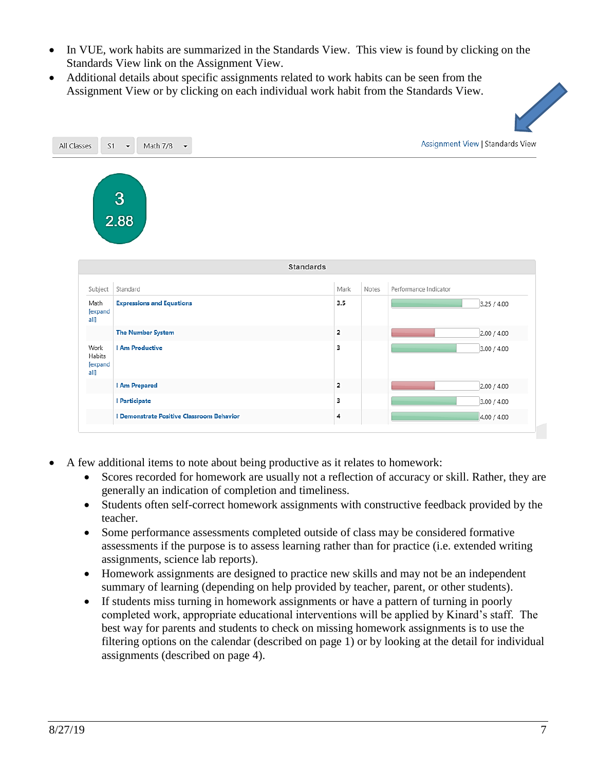- In VUE, work habits are summarized in the Standards View. This view is found by clicking on the Standards View link on the Assignment View.
- Additional details about specific assignments related to work habits can be seen from the Assignment View or by clicking on each individual work habit from the Standards View.

All Classes | S1 | Math 7/8 — Assignment View | Standards View

3
2.88

**Standards**

| Subject | Standard | Mark | Notes | Performance Indicator |
|---|---|---|---|---|
| Math [expand all] | Expressions and Equations | 3.5 | | 3.25 / 4.00 |
| | The Number System | 2 | | 2.00 / 4.00 |
| Work Habits [expand all] | I Am Productive | 3 | | 3.00 / 4.00 |
| | I Am Prepared | 2 | | 2.00 / 4.00 |
| | I Participate | 3 | | 3.00 / 4.00 |
| | I Demonstrate Positive Classroom Behavior | 4 | | 4.00 / 4.00 |

- A few additional items to note about being productive as it relates to homework:
  - Scores recorded for homework are usually not a reflection of accuracy or skill. Rather, they are generally an indication of completion and timeliness.
  - Students often self-correct homework assignments with constructive feedback provided by the teacher.
  - Some performance assessments completed outside of class may be considered formative assessments if the purpose is to assess learning rather than for practice (i.e. extended writing assignments, science lab reports).
  - Homework assignments are designed to practice new skills and may not be an independent summary of learning (depending on help provided by teacher, parent, or other students).
  - If students miss turning in homework assignments or have a pattern of turning in poorly completed work, appropriate educational interventions will be applied by Kinard's staff. The best way for parents and students to check on missing homework assignments is to use the filtering options on the calendar (described on page 1) or by looking at the detail for individual assignments (described on page 4).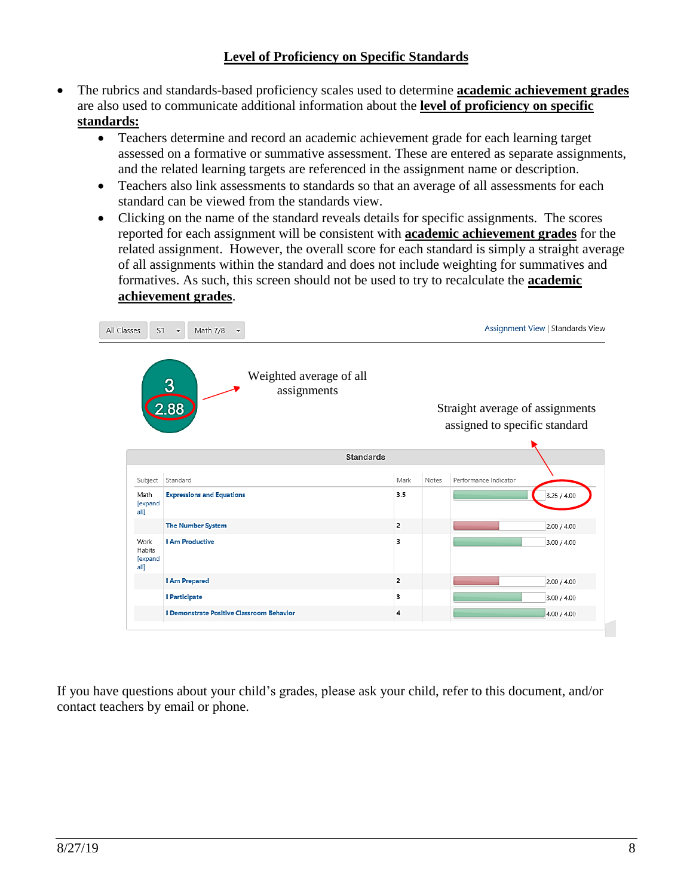## Level of Proficiency on Specific Standards

- The rubrics and standards-based proficiency scales used to determine **academic achievement grades** are also used to communicate additional information about the **level of proficiency on specific standards:**
  - Teachers determine and record an academic achievement grade for each learning target assessed on a formative or summative assessment. These are entered as separate assignments, and the related learning targets are referenced in the assignment name or description.
  - Teachers also link assessments to standards so that an average of all assessments for each standard can be viewed from the standards view.
  - Clicking on the name of the standard reveals details for specific assignments. The scores reported for each assignment will be consistent with **academic achievement grades** for the related assignment. However, the overall score for each standard is simply a straight average of all assignments within the standard and does not include weighting for summatives and formatives. As such, this screen should not be used to try to recalculate the **academic achievement grades**.

All Classes | S1 | Math 7/8

Assignment View | Standards View

3

2.88

Weighted average of all assignments

Straight average of assignments assigned to specific standard

**Standards**

| Subject | Standard | Mark | Notes | Performance Indicator |
|---|---|---|---|---|
| Math [expand all] | Expressions and Equations | 3.5 | | 3.25 / 4.00 |
| | The Number System | 2 | | 2.00 / 4.00 |
| Work Habits [expand all] | I Am Productive | 3 | | 3.00 / 4.00 |
| | I Am Prepared | 2 | | 2.00 / 4.00 |
| | I Participate | 3 | | 3.00 / 4.00 |
| | I Demonstrate Positive Classroom Behavior | 4 | | 4.00 / 4.00 |

If you have questions about your child's grades, please ask your child, refer to this document, and/or contact teachers by email or phone.